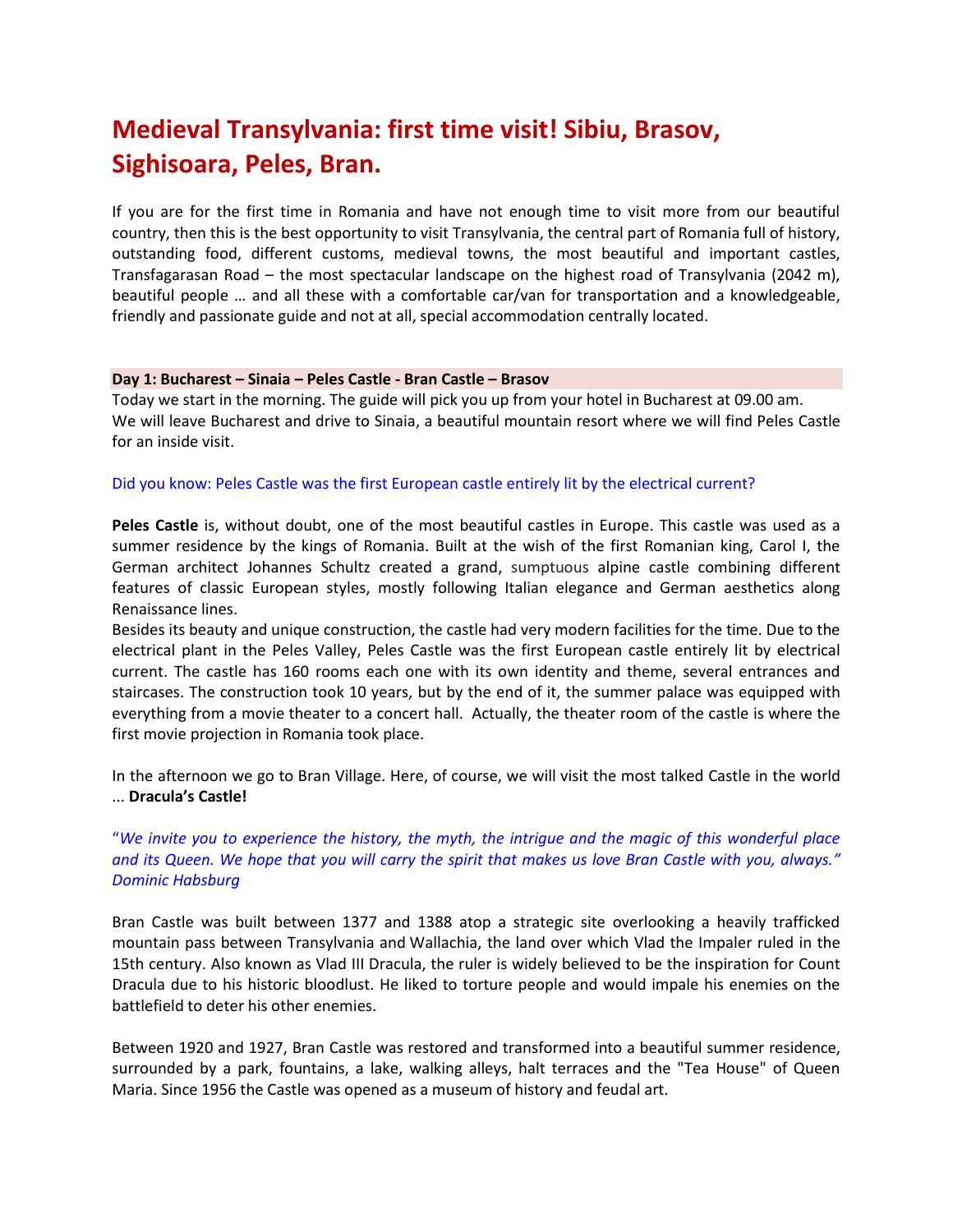# Medieval Transylvania: first time visit! Sibiu, Brasov, Sighisoara, Peles, Bran.

If you are for the first time in Romania and have not enough time to visit more from our beautiful country, then this is the best opportunity to visit Transylvania, the central part of Romania full of history, outstanding food, different customs, medieval towns, the most beautiful and important castles, Transfagarasan Road – the most spectacular landscape on the highest road of Transylvania (2042 m), beautiful people … and all these with a comfortable car/van for transportation and a knowledgeable, friendly and passionate guide and not at all, special accommodation centrally located.

## Day 1: Bucharest – Sinaia – Peles Castle - Bran Castle – Brasov

Today we start in the morning. The guide will pick you up from your hotel in Bucharest at 09.00 am.
We will leave Bucharest and drive to Sinaia, a beautiful mountain resort where we will find Peles Castle for an inside visit.

Did you know: Peles Castle was the first European castle entirely lit by the electrical current?

**Peles Castle** is, without doubt, one of the most beautiful castles in Europe. This castle was used as a summer residence by the kings of Romania. Built at the wish of the first Romanian king, Carol I, the German architect Johannes Schultz created a grand, sumptuous alpine castle combining different features of classic European styles, mostly following Italian elegance and German aesthetics along Renaissance lines.
Besides its beauty and unique construction, the castle had very modern facilities for the time. Due to the electrical plant in the Peles Valley, Peles Castle was the first European castle entirely lit by electrical current. The castle has 160 rooms each one with its own identity and theme, several entrances and staircases. The construction took 10 years, but by the end of it, the summer palace was equipped with everything from a movie theater to a concert hall. Actually, the theater room of the castle is where the first movie projection in Romania took place.

In the afternoon we go to Bran Village. Here, of course, we will visit the most talked Castle in the world ... **Dracula's Castle!**

*"We invite you to experience the history, the myth, the intrigue and the magic of this wonderful place and its Queen. We hope that you will carry the spirit that makes us love Bran Castle with you, always." Dominic Habsburg*

Bran Castle was built between 1377 and 1388 atop a strategic site overlooking a heavily trafficked mountain pass between Transylvania and Wallachia, the land over which Vlad the Impaler ruled in the 15th century. Also known as Vlad III Dracula, the ruler is widely believed to be the inspiration for Count Dracula due to his historic bloodlust. He liked to torture people and would impale his enemies on the battlefield to deter his other enemies.

Between 1920 and 1927, Bran Castle was restored and transformed into a beautiful summer residence, surrounded by a park, fountains, a lake, walking alleys, halt terraces and the "Tea House" of Queen Maria. Since 1956 the Castle was opened as a museum of history and feudal art.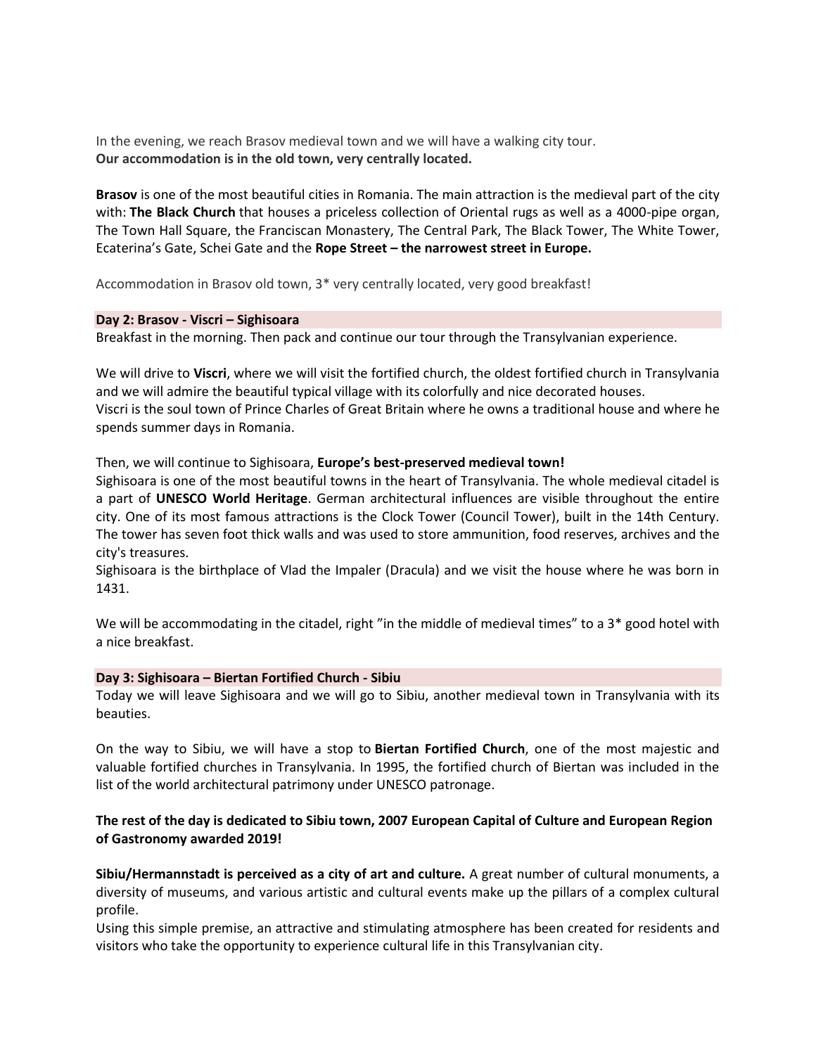In the evening, we reach Brasov medieval town and we will have a walking city tour.
**Our accommodation is in the old town, very centrally located.**

**Brasov** is one of the most beautiful cities in Romania. The main attraction is the medieval part of the city with: **The Black Church** that houses a priceless collection of Oriental rugs as well as a 4000-pipe organ, The Town Hall Square, the Franciscan Monastery, The Central Park, The Black Tower, The White Tower, Ecaterina's Gate, Schei Gate and the **Rope Street – the narrowest street in Europe.**

Accommodation in Brasov old town, 3* very centrally located, very good breakfast!

### Day 2: Brasov - Viscri – Sighisoara

Breakfast in the morning. Then pack and continue our tour through the Transylvanian experience.

We will drive to **Viscri**, where we will visit the fortified church, the oldest fortified church in Transylvania and we will admire the beautiful typical village with its colorfully and nice decorated houses.
Viscri is the soul town of Prince Charles of Great Britain where he owns a traditional house and where he spends summer days in Romania.

Then, we will continue to Sighisoara, **Europe's best-preserved medieval town!**
Sighisoara is one of the most beautiful towns in the heart of Transylvania. The whole medieval citadel is a part of **UNESCO World Heritage**. German architectural influences are visible throughout the entire city. One of its most famous attractions is the Clock Tower (Council Tower), built in the 14th Century. The tower has seven foot thick walls and was used to store ammunition, food reserves, archives and the city's treasures.
Sighisoara is the birthplace of Vlad the Impaler (Dracula) and we visit the house where he was born in 1431.

We will be accommodating in the citadel, right "in the middle of medieval times" to a 3* good hotel with a nice breakfast.

### Day 3: Sighisoara – Biertan Fortified Church - Sibiu

Today we will leave Sighisoara and we will go to Sibiu, another medieval town in Transylvania with its beauties.

On the way to Sibiu, we will have a stop to **Biertan Fortified Church**, one of the most majestic and valuable fortified churches in Transylvania. In 1995, the fortified church of Biertan was included in the list of the world architectural patrimony under UNESCO patronage.

**The rest of the day is dedicated to Sibiu town, 2007 European Capital of Culture and European Region of Gastronomy awarded 2019!**

**Sibiu/Hermannstadt is perceived as a city of art and culture.** A great number of cultural monuments, a diversity of museums, and various artistic and cultural events make up the pillars of a complex cultural profile.
Using this simple premise, an attractive and stimulating atmosphere has been created for residents and visitors who take the opportunity to experience cultural life in this Transylvanian city.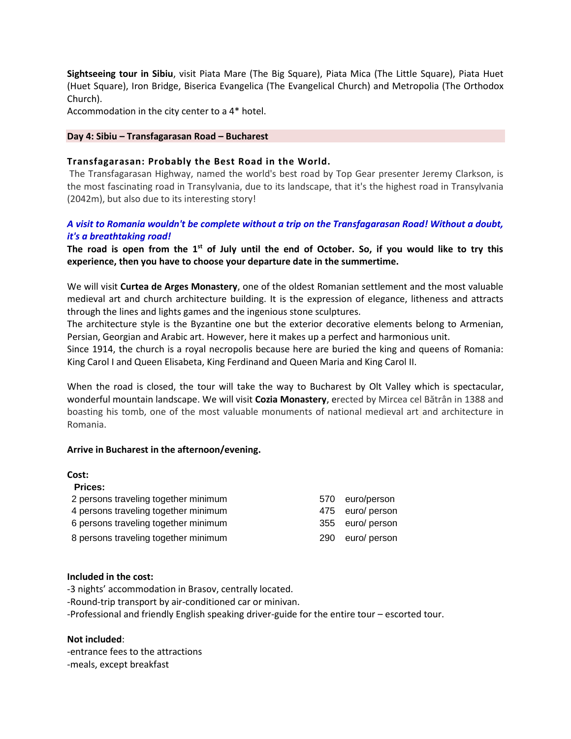**Sightseeing tour in Sibiu**, visit Piata Mare (The Big Square), Piata Mica (The Little Square), Piata Huet (Huet Square), Iron Bridge, Biserica Evangelica (The Evangelical Church) and Metropolia (The Orthodox Church).
Accommodation in the city center to a 4* hotel.

### Day 4: Sibiu – Transfagarasan Road – Bucharest

**Transfagarasan: Probably the Best Road in the World.**

The Transfagarasan Highway, named the world's best road by Top Gear presenter Jeremy Clarkson, is the most fascinating road in Transylvania, due to its landscape, that it's the highest road in Transylvania (2042m), but also due to its interesting story!

***A visit to Romania wouldn't be complete without a trip on the Transfagarasan Road! Without a doubt, it's a breathtaking road!***

**The road is open from the 1st of July until the end of October. So, if you would like to try this experience, then you have to choose your departure date in the summertime.**

We will visit **Curtea de Arges Monastery**, one of the oldest Romanian settlement and the most valuable medieval art and church architecture building. It is the expression of elegance, litheness and attracts through the lines and lights games and the ingenious stone sculptures.
The architecture style is the Byzantine one but the exterior decorative elements belong to Armenian, Persian, Georgian and Arabic art. However, here it makes up a perfect and harmonious unit.
Since 1914, the church is a royal necropolis because here are buried the king and queens of Romania: King Carol I and Queen Elisabeta, King Ferdinand and Queen Maria and King Carol II.

When the road is closed, the tour will take the way to Bucharest by Olt Valley which is spectacular, wonderful mountain landscape. We will visit **Cozia Monastery**, erected by Mircea cel Bătrân in 1388 and boasting his tomb, one of the most valuable monuments of national medieval art and architecture in Romania.

**Arrive in Bucharest in the afternoon/evening.**

**Cost:**

**Prices:**

| | | |
|---|---|---|
| 2 persons traveling together minimum | 570 | euro/person |
| 4 persons traveling together minimum | 475 | euro/ person |
| 6 persons traveling together minimum | 355 | euro/ person |
| 8 persons traveling together minimum | 290 | euro/ person |

**Included in the cost:**

-3 nights' accommodation in Brasov, centrally located.
-Round-trip transport by air-conditioned car or minivan.
-Professional and friendly English speaking driver-guide for the entire tour – escorted tour.

**Not included**:

-entrance fees to the attractions
-meals, except breakfast